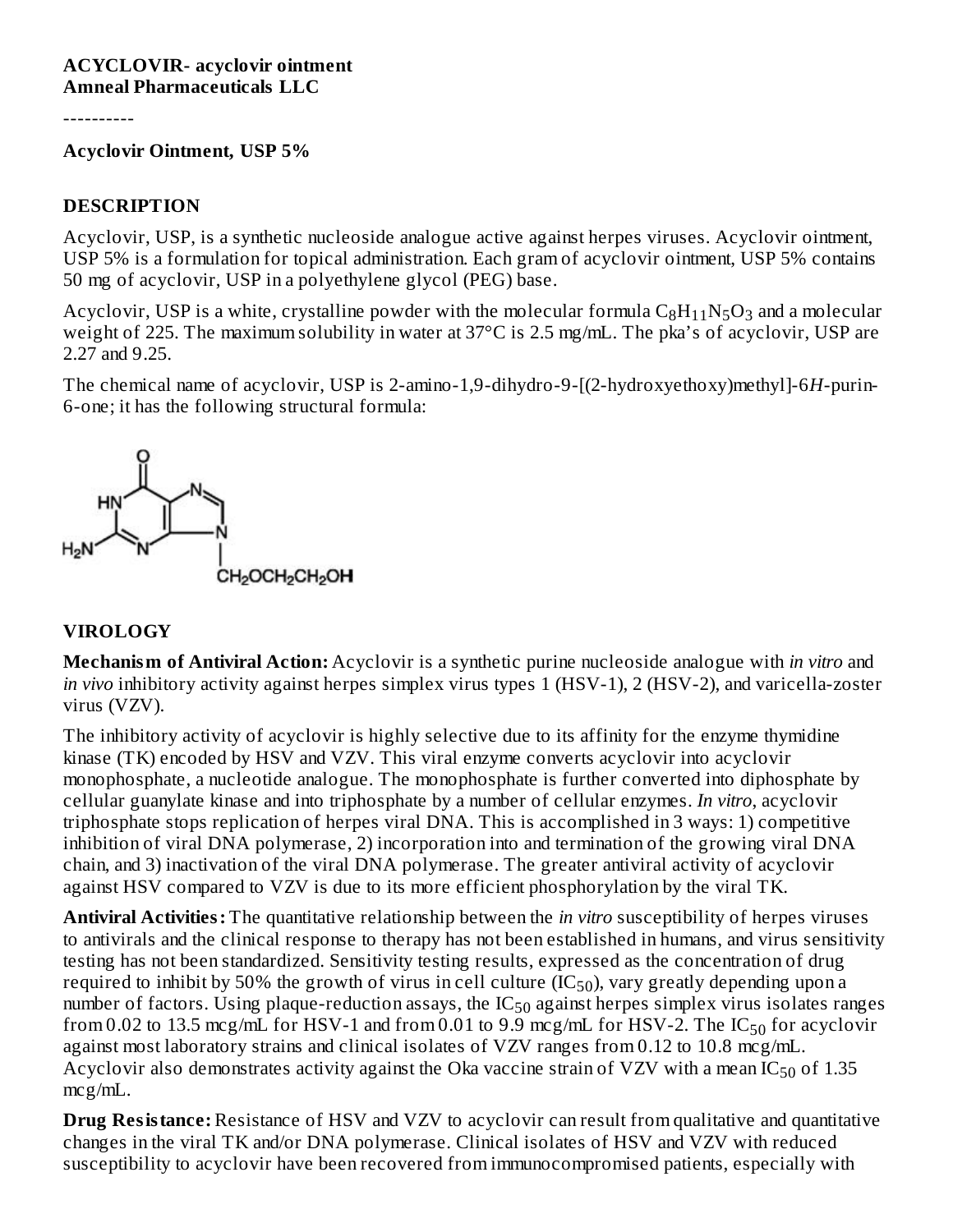**ACYCLOVIR- acyclovir ointment**
**Amneal Pharmaceuticals LLC**

----------

**Acyclovir Ointment, USP 5%**

## DESCRIPTION

Acyclovir, USP, is a synthetic nucleoside analogue active against herpes viruses. Acyclovir ointment, USP 5% is a formulation for topical administration. Each gram of acyclovir ointment, USP 5% contains 50 mg of acyclovir, USP in a polyethylene glycol (PEG) base.

Acyclovir, USP is a white, crystalline powder with the molecular formula $C_8H_{11}N_5O_3$ and a molecular weight of 225. The maximum solubility in water at 37°C is 2.5 mg/mL. The pka's of acyclovir, USP are 2.27 and 9.25.

The chemical name of acyclovir, USP is 2-amino-1,9-dihydro-9-[(2-hydroxyethoxy)methyl]-6*H*-purin-6-one; it has the following structural formula:

## VIROLOGY

**Mechanism of Antiviral Action:** Acyclovir is a synthetic purine nucleoside analogue with *in vitro* and *in vivo* inhibitory activity against herpes simplex virus types 1 (HSV-1), 2 (HSV-2), and varicella-zoster virus (VZV).

The inhibitory activity of acyclovir is highly selective due to its affinity for the enzyme thymidine kinase (TK) encoded by HSV and VZV. This viral enzyme converts acyclovir into acyclovir monophosphate, a nucleotide analogue. The monophosphate is further converted into diphosphate by cellular guanylate kinase and into triphosphate by a number of cellular enzymes. *In vitro*, acyclovir triphosphate stops replication of herpes viral DNA. This is accomplished in 3 ways: 1) competitive inhibition of viral DNA polymerase, 2) incorporation into and termination of the growing viral DNA chain, and 3) inactivation of the viral DNA polymerase. The greater antiviral activity of acyclovir against HSV compared to VZV is due to its more efficient phosphorylation by the viral TK.

**Antiviral Activities:** The quantitative relationship between the *in vitro* susceptibility of herpes viruses to antivirals and the clinical response to therapy has not been established in humans, and virus sensitivity testing has not been standardized. Sensitivity testing results, expressed as the concentration of drug required to inhibit by 50% the growth of virus in cell culture ($IC_{50}$), vary greatly depending upon a number of factors. Using plaque-reduction assays, the $IC_{50}$ against herpes simplex virus isolates ranges from 0.02 to 13.5 mcg/mL for HSV-1 and from 0.01 to 9.9 mcg/mL for HSV-2. The $IC_{50}$ for acyclovir against most laboratory strains and clinical isolates of VZV ranges from 0.12 to 10.8 mcg/mL. Acyclovir also demonstrates activity against the Oka vaccine strain of VZV with a mean $IC_{50}$ of 1.35 mcg/mL.

**Drug Resistance:** Resistance of HSV and VZV to acyclovir can result from qualitative and quantitative changes in the viral TK and/or DNA polymerase. Clinical isolates of HSV and VZV with reduced susceptibility to acyclovir have been recovered from immunocompromised patients, especially with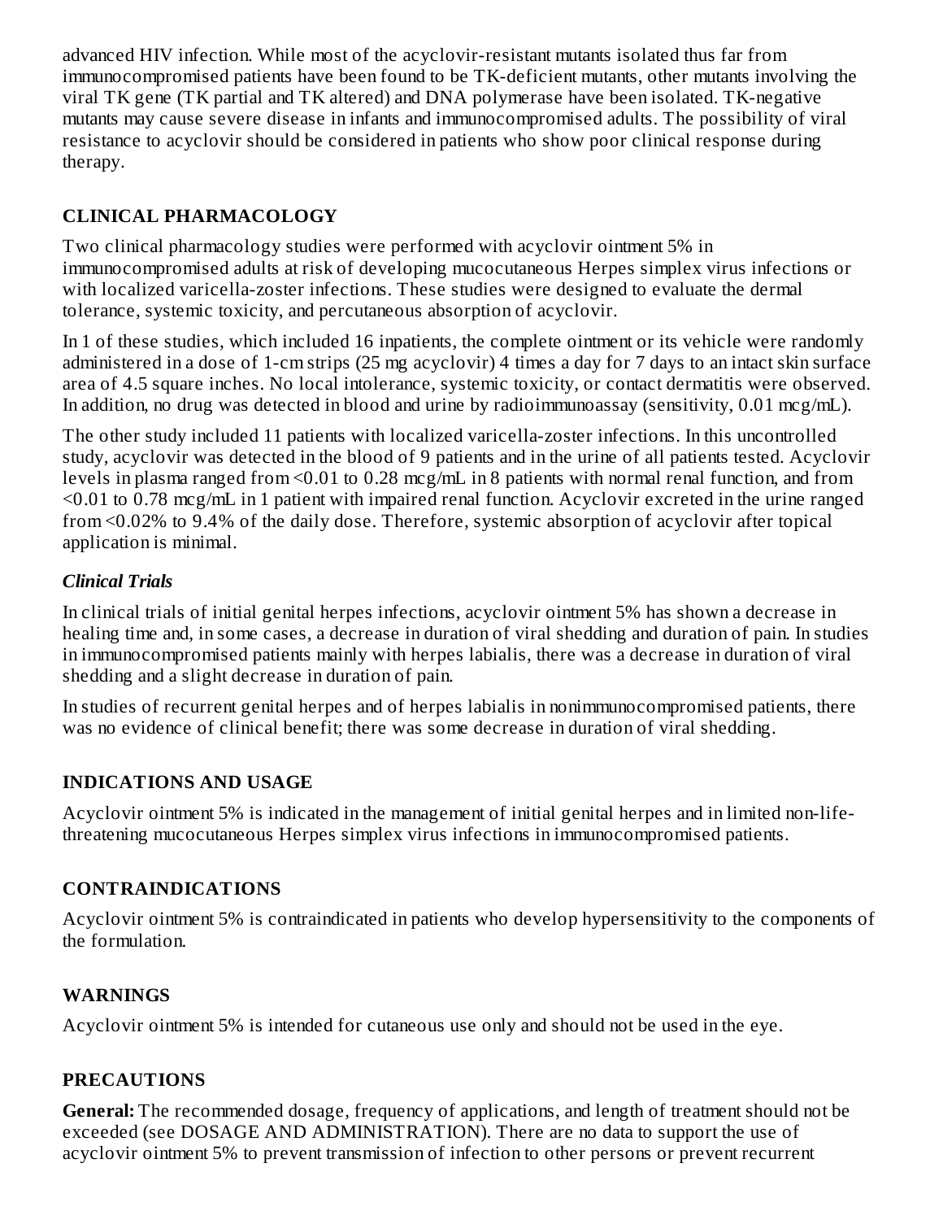advanced HIV infection. While most of the acyclovir-resistant mutants isolated thus far from immunocompromised patients have been found to be TK-deficient mutants, other mutants involving the viral TK gene (TK partial and TK altered) and DNA polymerase have been isolated. TK-negative mutants may cause severe disease in infants and immunocompromised adults. The possibility of viral resistance to acyclovir should be considered in patients who show poor clinical response during therapy.

## CLINICAL PHARMACOLOGY

Two clinical pharmacology studies were performed with acyclovir ointment 5% in immunocompromised adults at risk of developing mucocutaneous Herpes simplex virus infections or with localized varicella-zoster infections. These studies were designed to evaluate the dermal tolerance, systemic toxicity, and percutaneous absorption of acyclovir.

In 1 of these studies, which included 16 inpatients, the complete ointment or its vehicle were randomly administered in a dose of 1-cm strips (25 mg acyclovir) 4 times a day for 7 days to an intact skin surface area of 4.5 square inches. No local intolerance, systemic toxicity, or contact dermatitis were observed. In addition, no drug was detected in blood and urine by radioimmunoassay (sensitivity, 0.01 mcg/mL).

The other study included 11 patients with localized varicella-zoster infections. In this uncontrolled study, acyclovir was detected in the blood of 9 patients and in the urine of all patients tested. Acyclovir levels in plasma ranged from <0.01 to 0.28 mcg/mL in 8 patients with normal renal function, and from <0.01 to 0.78 mcg/mL in 1 patient with impaired renal function. Acyclovir excreted in the urine ranged from <0.02% to 9.4% of the daily dose. Therefore, systemic absorption of acyclovir after topical application is minimal.

### *Clinical Trials*

In clinical trials of initial genital herpes infections, acyclovir ointment 5% has shown a decrease in healing time and, in some cases, a decrease in duration of viral shedding and duration of pain. In studies in immunocompromised patients mainly with herpes labialis, there was a decrease in duration of viral shedding and a slight decrease in duration of pain.

In studies of recurrent genital herpes and of herpes labialis in nonimmunocompromised patients, there was no evidence of clinical benefit; there was some decrease in duration of viral shedding.

## INDICATIONS AND USAGE

Acyclovir ointment 5% is indicated in the management of initial genital herpes and in limited non-life-threatening mucocutaneous Herpes simplex virus infections in immunocompromised patients.

## CONTRAINDICATIONS

Acyclovir ointment 5% is contraindicated in patients who develop hypersensitivity to the components of the formulation.

## WARNINGS

Acyclovir ointment 5% is intended for cutaneous use only and should not be used in the eye.

## PRECAUTIONS

**General:** The recommended dosage, frequency of applications, and length of treatment should not be exceeded (see DOSAGE AND ADMINISTRATION). There are no data to support the use of acyclovir ointment 5% to prevent transmission of infection to other persons or prevent recurrent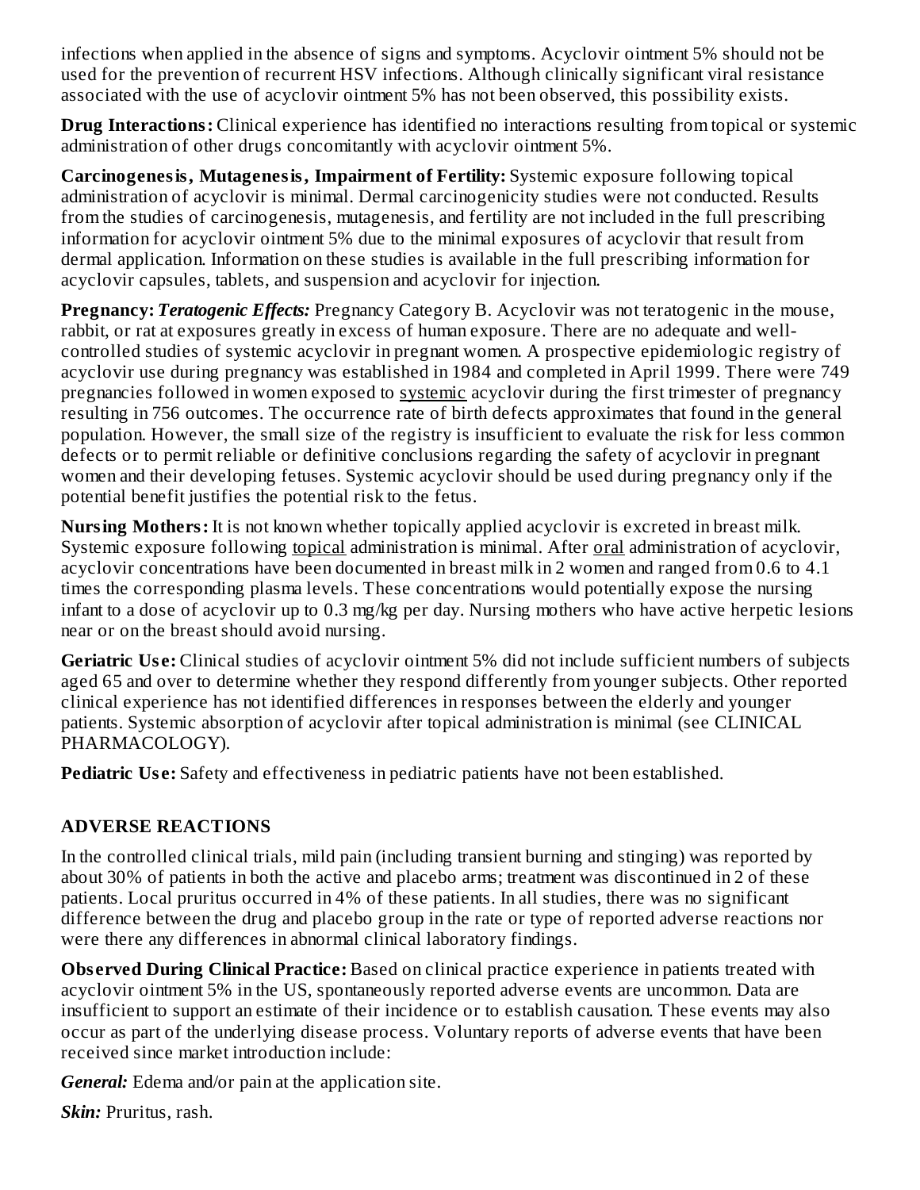infections when applied in the absence of signs and symptoms. Acyclovir ointment 5% should not be used for the prevention of recurrent HSV infections. Although clinically significant viral resistance associated with the use of acyclovir ointment 5% has not been observed, this possibility exists.

**Drug Interactions:** Clinical experience has identified no interactions resulting from topical or systemic administration of other drugs concomitantly with acyclovir ointment 5%.

**Carcinogenesis, Mutagenesis, Impairment of Fertility:** Systemic exposure following topical administration of acyclovir is minimal. Dermal carcinogenicity studies were not conducted. Results from the studies of carcinogenesis, mutagenesis, and fertility are not included in the full prescribing information for acyclovir ointment 5% due to the minimal exposures of acyclovir that result from dermal application. Information on these studies is available in the full prescribing information for acyclovir capsules, tablets, and suspension and acyclovir for injection.

**Pregnancy:** ***Teratogenic Effects:*** Pregnancy Category B. Acyclovir was not teratogenic in the mouse, rabbit, or rat at exposures greatly in excess of human exposure. There are no adequate and well-controlled studies of systemic acyclovir in pregnant women. A prospective epidemiologic registry of acyclovir use during pregnancy was established in 1984 and completed in April 1999. There were 749 pregnancies followed in women exposed to <u>systemic</u> acyclovir during the first trimester of pregnancy resulting in 756 outcomes. The occurrence rate of birth defects approximates that found in the general population. However, the small size of the registry is insufficient to evaluate the risk for less common defects or to permit reliable or definitive conclusions regarding the safety of acyclovir in pregnant women and their developing fetuses. Systemic acyclovir should be used during pregnancy only if the potential benefit justifies the potential risk to the fetus.

**Nursing Mothers:** It is not known whether topically applied acyclovir is excreted in breast milk. Systemic exposure following <u>topical</u> administration is minimal. After <u>oral</u> administration of acyclovir, acyclovir concentrations have been documented in breast milk in 2 women and ranged from 0.6 to 4.1 times the corresponding plasma levels. These concentrations would potentially expose the nursing infant to a dose of acyclovir up to 0.3 mg/kg per day. Nursing mothers who have active herpetic lesions near or on the breast should avoid nursing.

**Geriatric Use:** Clinical studies of acyclovir ointment 5% did not include sufficient numbers of subjects aged 65 and over to determine whether they respond differently from younger subjects. Other reported clinical experience has not identified differences in responses between the elderly and younger patients. Systemic absorption of acyclovir after topical administration is minimal (see CLINICAL PHARMACOLOGY).

**Pediatric Use:** Safety and effectiveness in pediatric patients have not been established.

## ADVERSE REACTIONS

In the controlled clinical trials, mild pain (including transient burning and stinging) was reported by about 30% of patients in both the active and placebo arms; treatment was discontinued in 2 of these patients. Local pruritus occurred in 4% of these patients. In all studies, there was no significant difference between the drug and placebo group in the rate or type of reported adverse reactions nor were there any differences in abnormal clinical laboratory findings.

**Observed During Clinical Practice:** Based on clinical practice experience in patients treated with acyclovir ointment 5% in the US, spontaneously reported adverse events are uncommon. Data are insufficient to support an estimate of their incidence or to establish causation. These events may also occur as part of the underlying disease process. Voluntary reports of adverse events that have been received since market introduction include:

***General:*** Edema and/or pain at the application site.

***Skin:*** Pruritus, rash.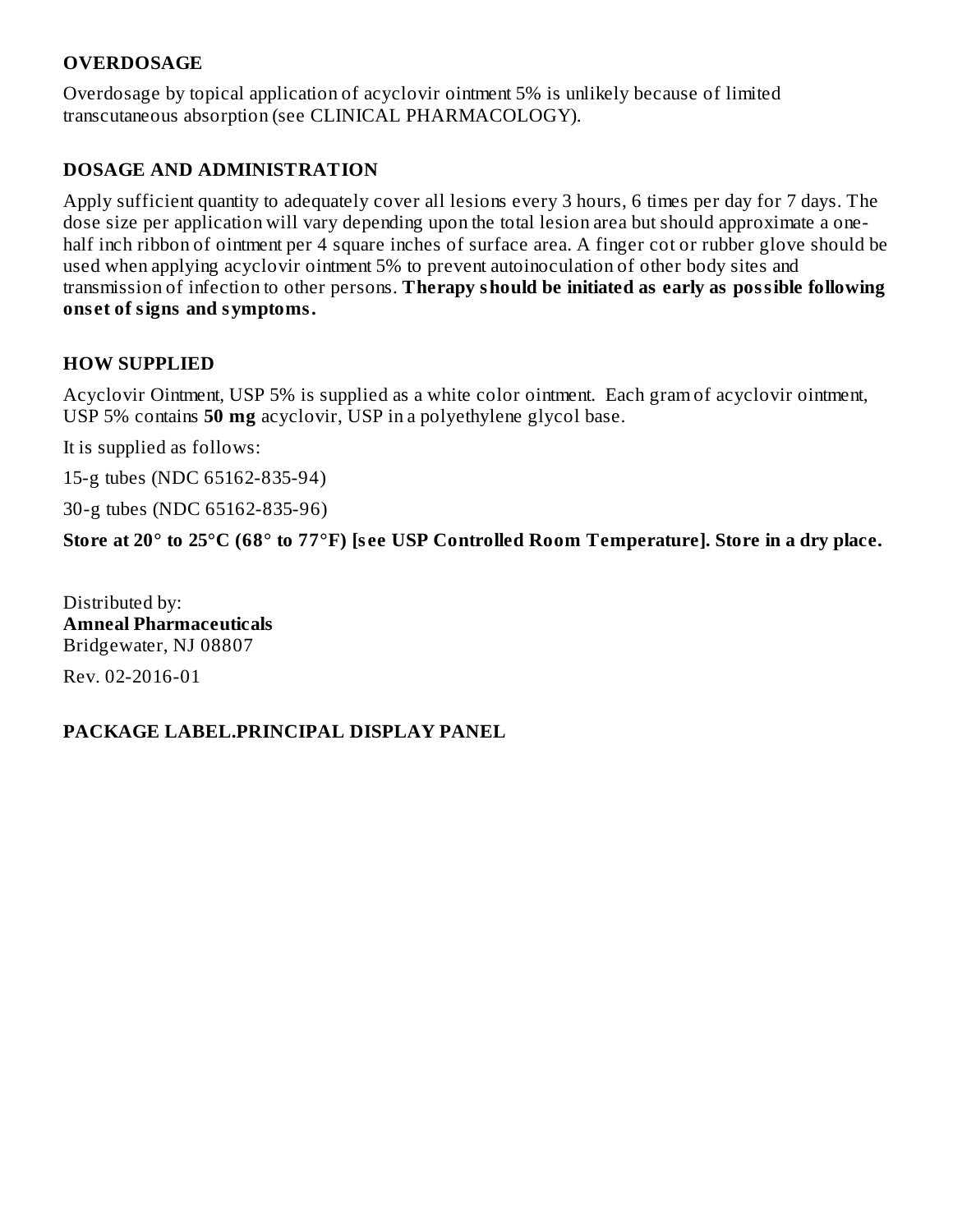## OVERDOSAGE

Overdosage by topical application of acyclovir ointment 5% is unlikely because of limited transcutaneous absorption (see CLINICAL PHARMACOLOGY).

## DOSAGE AND ADMINISTRATION

Apply sufficient quantity to adequately cover all lesions every 3 hours, 6 times per day for 7 days. The dose size per application will vary depending upon the total lesion area but should approximate a one-half inch ribbon of ointment per 4 square inches of surface area. A finger cot or rubber glove should be used when applying acyclovir ointment 5% to prevent autoinoculation of other body sites and transmission of infection to other persons. **Therapy should be initiated as early as possible following onset of signs and symptoms.**

## HOW SUPPLIED

Acyclovir Ointment, USP 5% is supplied as a white color ointment. Each gram of acyclovir ointment, USP 5% contains **50 mg** acyclovir, USP in a polyethylene glycol base.

It is supplied as follows:

15-g tubes (NDC 65162-835-94)

30-g tubes (NDC 65162-835-96)

**Store at 20° to 25°C (68° to 77°F) [see USP Controlled Room Temperature]. Store in a dry place.**

Distributed by:
**Amneal Pharmaceuticals**
Bridgewater, NJ 08807

Rev. 02-2016-01

## PACKAGE LABEL.PRINCIPAL DISPLAY PANEL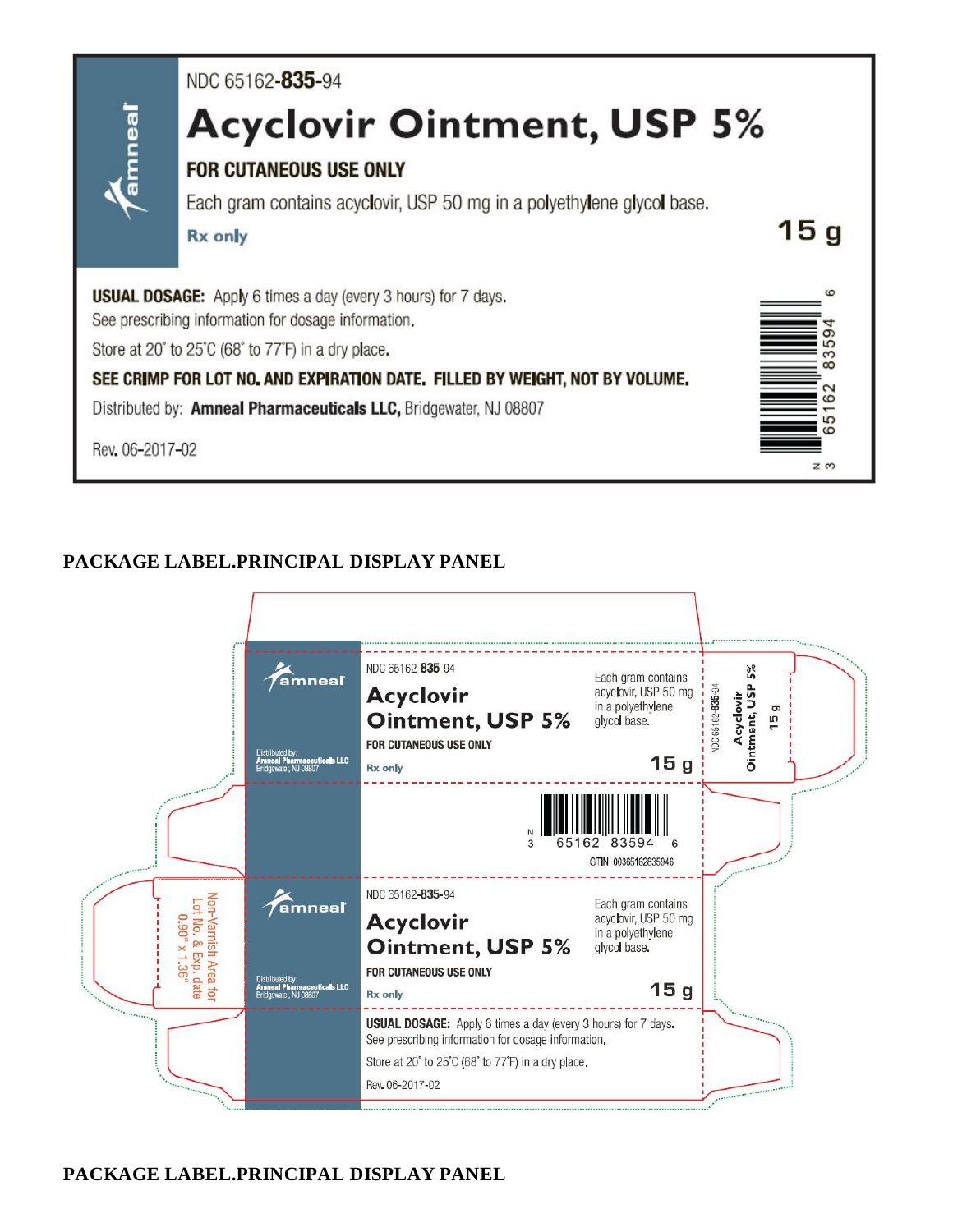NDC 65162-**835**-94

# Acyclovir Ointment, USP 5%

**FOR CUTANEOUS USE ONLY**

Each gram contains acyclovir, USP 50 mg in a polyethylene glycol base.

**Rx only**

**15 g**

**USUAL DOSAGE:** Apply 6 times a day (every 3 hours) for 7 days.

See prescribing information for dosage information.

Store at 20° to 25°C (68° to 77°F) in a dry place.

**SEE CRIMP FOR LOT NO. AND EXPIRATION DATE. FILLED BY WEIGHT, NOT BY VOLUME.**

Distributed by: **Amneal Pharmaceuticals LLC,** Bridgewater, NJ 08807

Rev. 06-2017-02

N 3 65162 83594 6

**PACKAGE LABEL.PRINCIPAL DISPLAY PANEL**

amneal

Distributed by:
**Amneal Pharmaceuticals LLC**
Bridgewater, NJ 08807

NDC 65162-**835**-94

**Acyclovir Ointment, USP 5%**

**FOR CUTANEOUS USE ONLY**

**Rx only**

Each gram contains acyclovir, USP 50 mg in a polyethylene glycol base.

**15 g**

NDC 65162-**835**-94 **Acyclovir Ointment, USP 5%** **15 g**

N 3 65162 83594 6

GTIN: 00365162835946

Non-Varnish Area for Lot No. & Exp. date 0.90" x 1.36"

amneal

Distributed by:
**Amneal Pharmaceuticals LLC**
Bridgewater, NJ 08807

NDC 65162-**835**-94

**Acyclovir Ointment, USP 5%**

**FOR CUTANEOUS USE ONLY**

**Rx only**

Each gram contains acyclovir, USP 50 mg in a polyethylene glycol base.

**15 g**

**USUAL DOSAGE:** Apply 6 times a day (every 3 hours) for 7 days.
See prescribing information for dosage information.

Store at 20° to 25°C (68° to 77°F) in a dry place.

Rev. 06-2017-02

**PACKAGE LABEL.PRINCIPAL DISPLAY PANEL**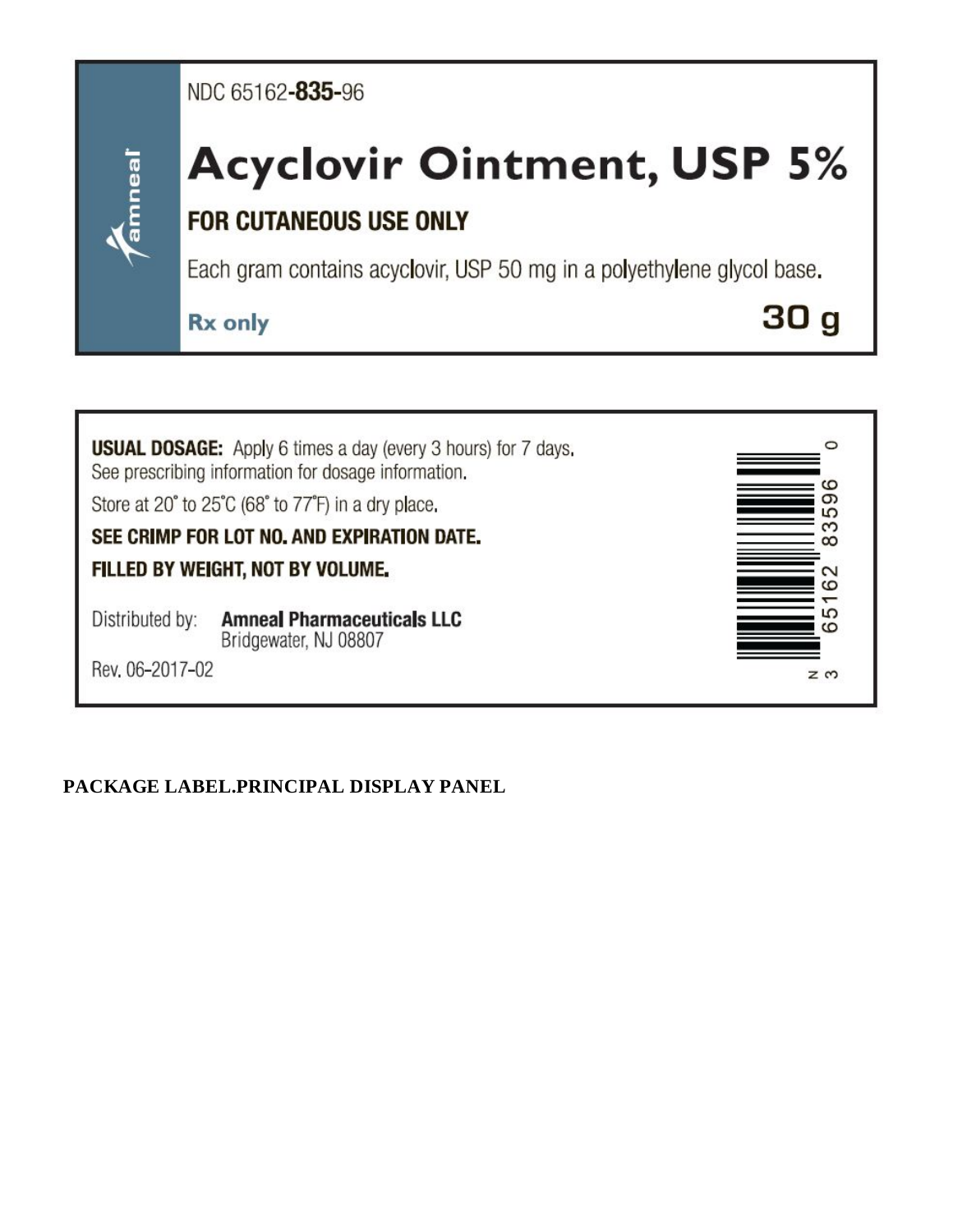NDC 65162-**835**-96

amneal

# Acyclovir Ointment, USP 5%

**FOR CUTANEOUS USE ONLY**

Each gram contains acyclovir, USP 50 mg in a polyethylene glycol base.

**Rx only**

**30 g**

**USUAL DOSAGE:** Apply 6 times a day (every 3 hours) for 7 days. See prescribing information for dosage information.

Store at 20° to 25°C (68° to 77°F) in a dry place.

**SEE CRIMP FOR LOT NO. AND EXPIRATION DATE.**

**FILLED BY WEIGHT, NOT BY VOLUME.**

Distributed by: **Amneal Pharmaceuticals LLC**
Bridgewater, NJ 08807

Rev. 06-2017-02

N 3 65162 83596 0

**PACKAGE LABEL.PRINCIPAL DISPLAY PANEL**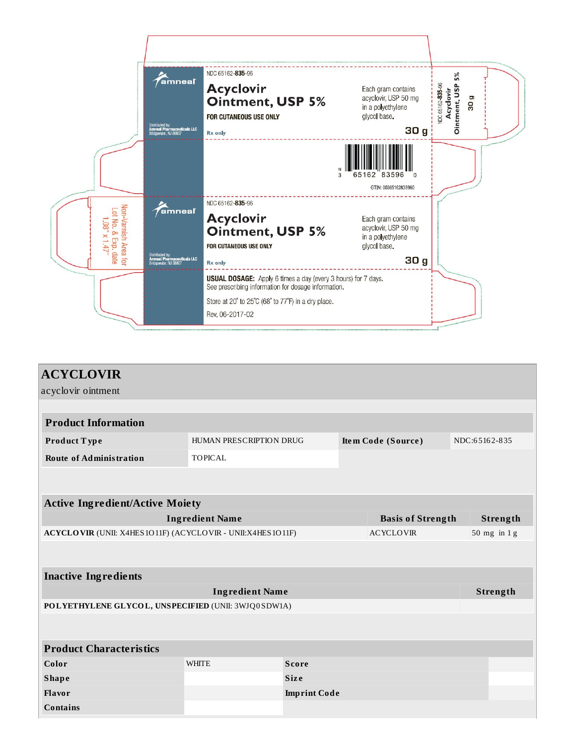NDC 65162-835-96

amneal

**Acyclovir Ointment, USP 5%**

FOR CUTANEOUS USE ONLY

Rx only

Each gram contains acyclovir, USP 50 mg in a polyethylene glycol base.

30 g

Distributed by:
Amneal Pharmaceuticals LLC
Bridgewater, NJ 08807

N 3 65162 83596 0

GTIN: 00365162835960

NDC 65162-835-96

amneal

**Acyclovir Ointment, USP 5%**

FOR CUTANEOUS USE ONLY

Rx only

Each gram contains acyclovir, USP 50 mg in a polyethylene glycol base.

30 g

Distributed by:
Amneal Pharmaceuticals LLC
Bridgewater, NJ 08807

**USUAL DOSAGE:** Apply 6 times a day (every 3 hours) for 7 days.
See prescribing information for dosage information.

Store at 20° to 25°C (68° to 77°F) in a dry place.

Rev. 06-2017-02

NDC 65162-835-96
Acyclovir Ointment, USP 5%
30 g

Non-Varnish Area for Lot No. & Exp. date 1.08" x 1.47"

# ACYCLOVIR

acyclovir ointment

| **Product Information** | | | |
|---|---|---|---|
| **Product Type** | HUMAN PRESCRIPTION DRUG | **Item Code (Source)** | NDC:65162-835 |
| **Route of Administration** | TOPICAL | | |

| **Active Ingredient/Active Moiety** | | |
|---|---|---|
| **Ingredient Name** | **Basis of Strength** | **Strength** |
| **ACYCLOVIR** (UNII: X4HES1O11F) (ACYCLOVIR - UNII:X4HES1O11F) | ACYCLOVIR | 50 mg in 1 g |

| **Inactive Ingredients** | |
|---|---|
| **Ingredient Name** | **Strength** |
| **POLYETHYLENE GLYCOL, UNSPECIFIED** (UNII: 3WJQ0SDW1A) | |

| **Product Characteristics** | | | |
|---|---|---|---|
| **Color** | WHITE | **Score** | |
| **Shape** | | **Size** | |
| **Flavor** | | **Imprint Code** | |
| **Contains** | | | |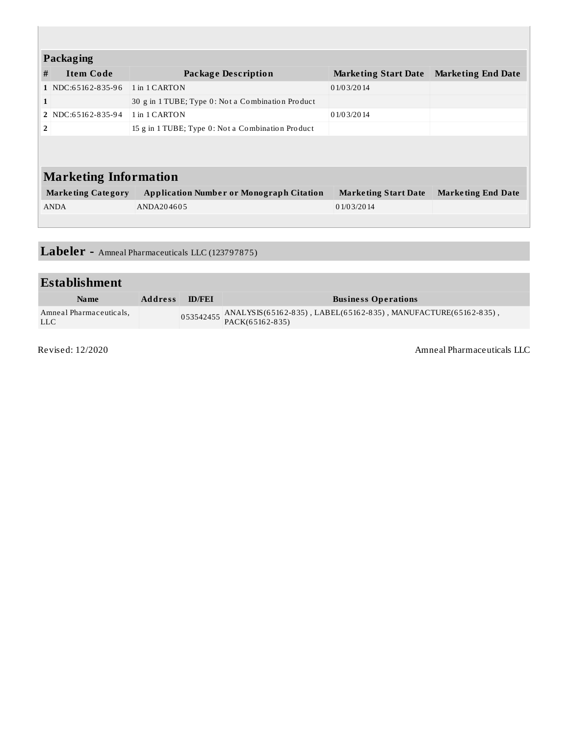## Packaging

| # | Item Code | Package Description | Marketing Start Date | Marketing End Date |
|---|---|---|---|---|
| 1 | NDC:65162-835-96 | 1 in 1 CARTON | 01/03/2014 | |
| 1 | | 30 g in 1 TUBE; Type 0: Not a Combination Product | | |
| 2 | NDC:65162-835-94 | 1 in 1 CARTON | 01/03/2014 | |
| 2 | | 15 g in 1 TUBE; Type 0: Not a Combination Product | | |

## Marketing Information

| Marketing Category | Application Number or Monograph Citation | Marketing Start Date | Marketing End Date |
|---|---|---|---|
| ANDA | ANDA204605 | 01/03/2014 | |

## Labeler - Amneal Pharmaceuticals LLC (123797875)

## Establishment

| Name | Address | ID/FEI | Business Operations |
|---|---|---|---|
| Amneal Pharmaceuticals, LLC | | 053542455 | ANALYSIS(65162-835) , LABEL(65162-835) , MANUFACTURE(65162-835) , PACK(65162-835) |

Revised: 12/2020

Amneal Pharmaceuticals LLC